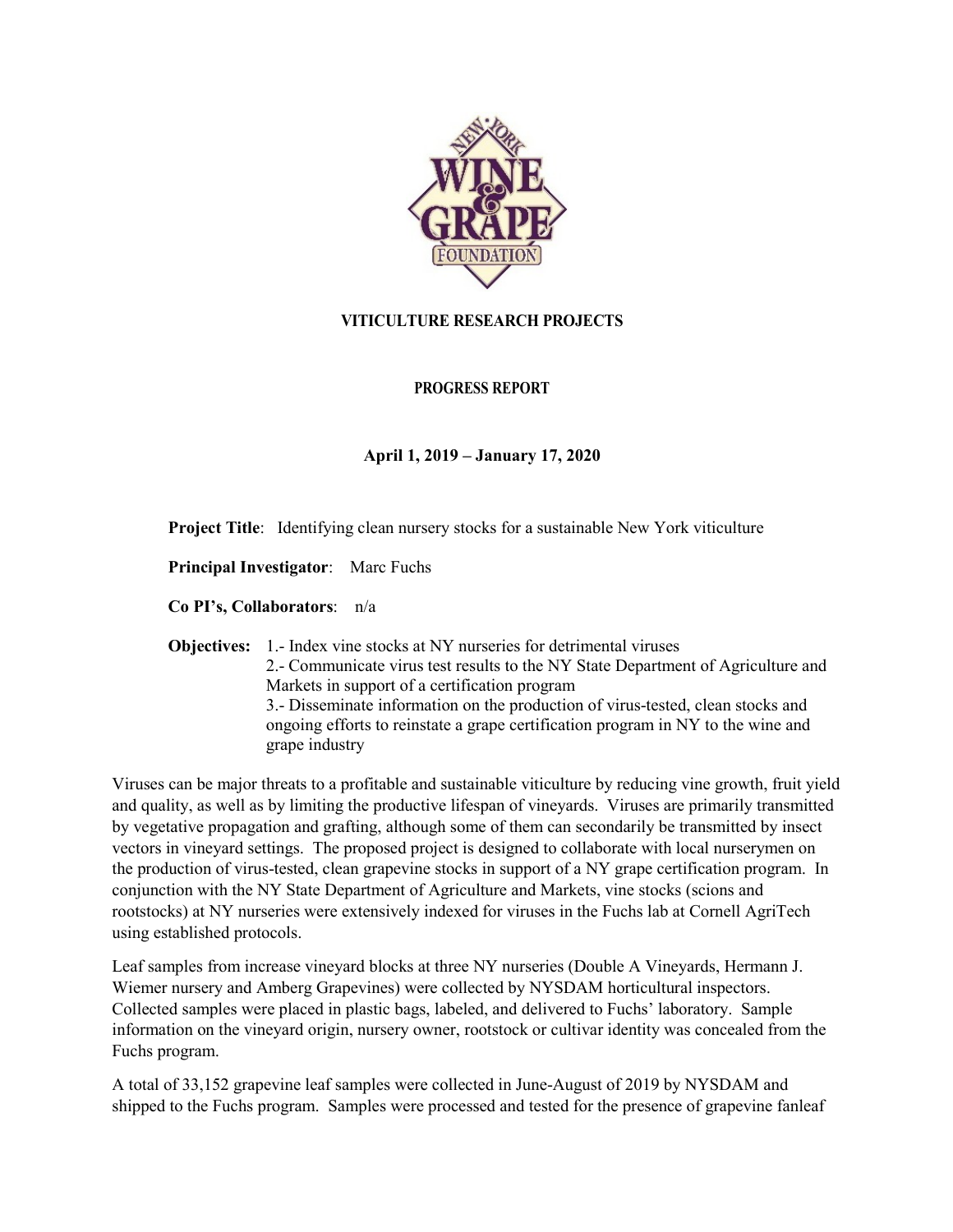# VITICULTURE RESEARCH PROJECTS

## PROGRESS REPORT

**April 1, 2019 – January 17, 2020**

**Project Title**: Identifying clean nursery stocks for a sustainable New York viticulture

**Principal Investigator**: Marc Fuchs

**Co PI's, Collaborators**: n/a

**Objectives:** 1.- Index vine stocks at NY nurseries for detrimental viruses
2.- Communicate virus test results to the NY State Department of Agriculture and Markets in support of a certification program
3.- Disseminate information on the production of virus-tested, clean stocks and ongoing efforts to reinstate a grape certification program in NY to the wine and grape industry

Viruses can be major threats to a profitable and sustainable viticulture by reducing vine growth, fruit yield and quality, as well as by limiting the productive lifespan of vineyards. Viruses are primarily transmitted by vegetative propagation and grafting, although some of them can secondarily be transmitted by insect vectors in vineyard settings. The proposed project is designed to collaborate with local nurserymen on the production of virus-tested, clean grapevine stocks in support of a NY grape certification program. In conjunction with the NY State Department of Agriculture and Markets, vine stocks (scions and rootstocks) at NY nurseries were extensively indexed for viruses in the Fuchs lab at Cornell AgriTech using established protocols.

Leaf samples from increase vineyard blocks at three NY nurseries (Double A Vineyards, Hermann J. Wiemer nursery and Amberg Grapevines) were collected by NYSDAM horticultural inspectors. Collected samples were placed in plastic bags, labeled, and delivered to Fuchs' laboratory. Sample information on the vineyard origin, nursery owner, rootstock or cultivar identity was concealed from the Fuchs program.

A total of 33,152 grapevine leaf samples were collected in June-August of 2019 by NYSDAM and shipped to the Fuchs program. Samples were processed and tested for the presence of grapevine fanleaf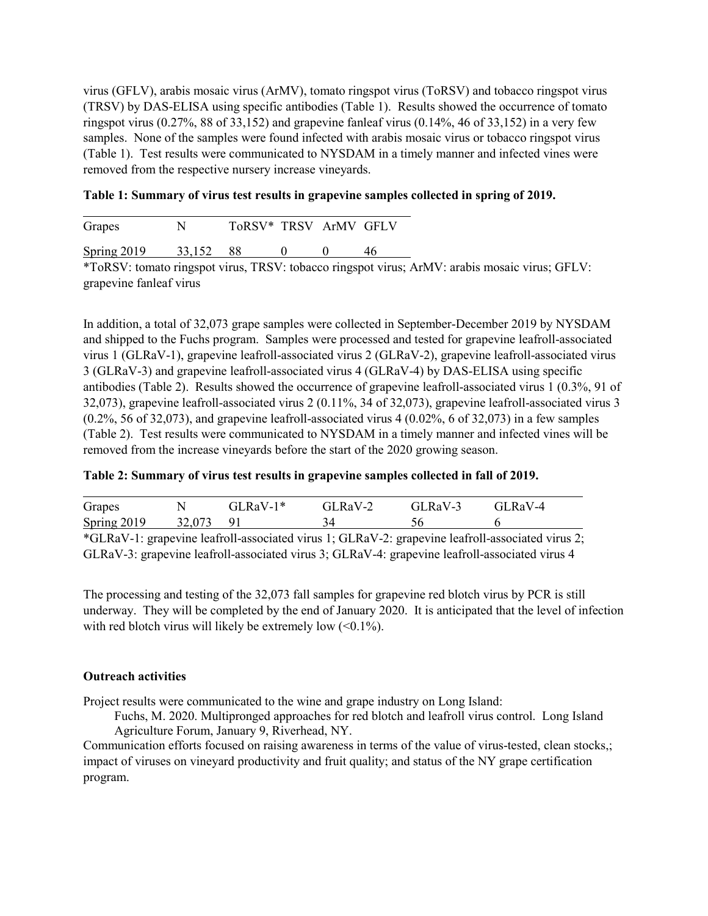virus (GFLV), arabis mosaic virus (ArMV), tomato ringspot virus (ToRSV) and tobacco ringspot virus (TRSV) by DAS-ELISA using specific antibodies (Table 1). Results showed the occurrence of tomato ringspot virus (0.27%, 88 of 33,152) and grapevine fanleaf virus (0.14%, 46 of 33,152) in a very few samples. None of the samples were found infected with arabis mosaic virus or tobacco ringspot virus (Table 1). Test results were communicated to NYSDAM in a timely manner and infected vines were removed from the respective nursery increase vineyards.

**Table 1: Summary of virus test results in grapevine samples collected in spring of 2019.**

| Grapes | N | ToRSV* | TRSV | ArMV | GFLV |
|---|---|---|---|---|---|
| Spring 2019 | 33,152 | 88 | 0 | 0 | 46 |

*ToRSV: tomato ringspot virus, TRSV: tobacco ringspot virus; ArMV: arabis mosaic virus; GFLV: grapevine fanleaf virus

In addition, a total of 32,073 grape samples were collected in September-December 2019 by NYSDAM and shipped to the Fuchs program. Samples were processed and tested for grapevine leafroll-associated virus 1 (GLRaV-1), grapevine leafroll-associated virus 2 (GLRaV-2), grapevine leafroll-associated virus 3 (GLRaV-3) and grapevine leafroll-associated virus 4 (GLRaV-4) by DAS-ELISA using specific antibodies (Table 2). Results showed the occurrence of grapevine leafroll-associated virus 1 (0.3%, 91 of 32,073), grapevine leafroll-associated virus 2 (0.11%, 34 of 32,073), grapevine leafroll-associated virus 3 (0.2%, 56 of 32,073), and grapevine leafroll-associated virus 4 (0.02%, 6 of 32,073) in a few samples (Table 2). Test results were communicated to NYSDAM in a timely manner and infected vines will be removed from the increase vineyards before the start of the 2020 growing season.

**Table 2: Summary of virus test results in grapevine samples collected in fall of 2019.**

| Grapes | N | GLRaV-1* | GLRaV-2 | GLRaV-3 | GLRaV-4 |
|---|---|---|---|---|---|
| Spring 2019 | 32,073 | 91 | 34 | 56 | 6 |

*GLRaV-1: grapevine leafroll-associated virus 1; GLRaV-2: grapevine leafroll-associated virus 2; GLRaV-3: grapevine leafroll-associated virus 3; GLRaV-4: grapevine leafroll-associated virus 4

The processing and testing of the 32,073 fall samples for grapevine red blotch virus by PCR is still underway. They will be completed by the end of January 2020. It is anticipated that the level of infection with red blotch virus will likely be extremely low (<0.1%).

**Outreach activities**

Project results were communicated to the wine and grape industry on Long Island:

Fuchs, M. 2020. Multipronged approaches for red blotch and leafroll virus control. Long Island Agriculture Forum, January 9, Riverhead, NY.

Communication efforts focused on raising awareness in terms of the value of virus-tested, clean stocks,; impact of viruses on vineyard productivity and fruit quality; and status of the NY grape certification program.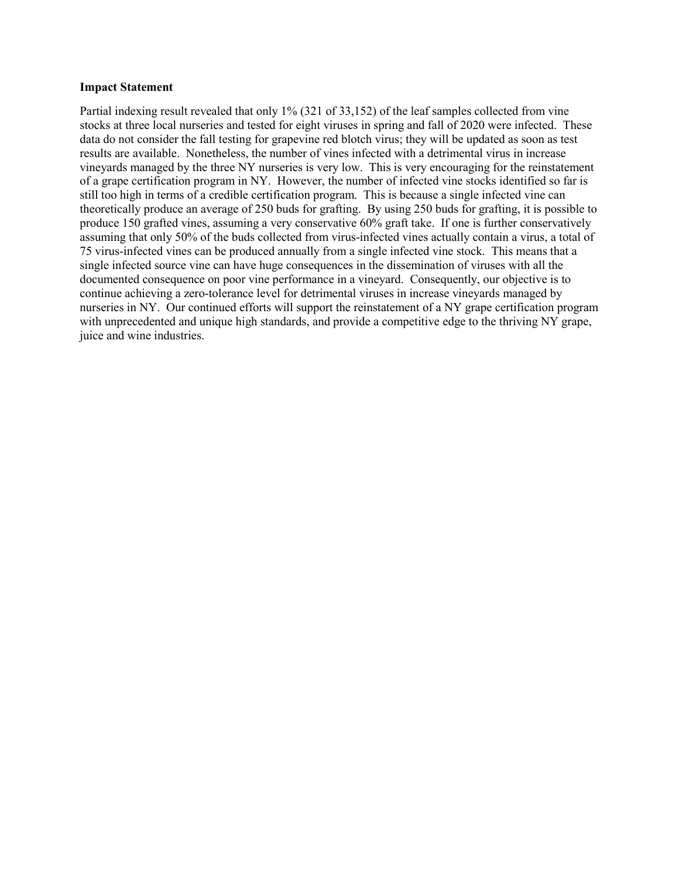**Impact Statement**

Partial indexing result revealed that only 1% (321 of 33,152) of the leaf samples collected from vine stocks at three local nurseries and tested for eight viruses in spring and fall of 2020 were infected. These data do not consider the fall testing for grapevine red blotch virus; they will be updated as soon as test results are available. Nonetheless, the number of vines infected with a detrimental virus in increase vineyards managed by the three NY nurseries is very low. This is very encouraging for the reinstatement of a grape certification program in NY. However, the number of infected vine stocks identified so far is still too high in terms of a credible certification program. This is because a single infected vine can theoretically produce an average of 250 buds for grafting. By using 250 buds for grafting, it is possible to produce 150 grafted vines, assuming a very conservative 60% graft take. If one is further conservatively assuming that only 50% of the buds collected from virus-infected vines actually contain a virus, a total of 75 virus-infected vines can be produced annually from a single infected vine stock. This means that a single infected source vine can have huge consequences in the dissemination of viruses with all the documented consequence on poor vine performance in a vineyard. Consequently, our objective is to continue achieving a zero-tolerance level for detrimental viruses in increase vineyards managed by nurseries in NY. Our continued efforts will support the reinstatement of a NY grape certification program with unprecedented and unique high standards, and provide a competitive edge to the thriving NY grape, juice and wine industries.